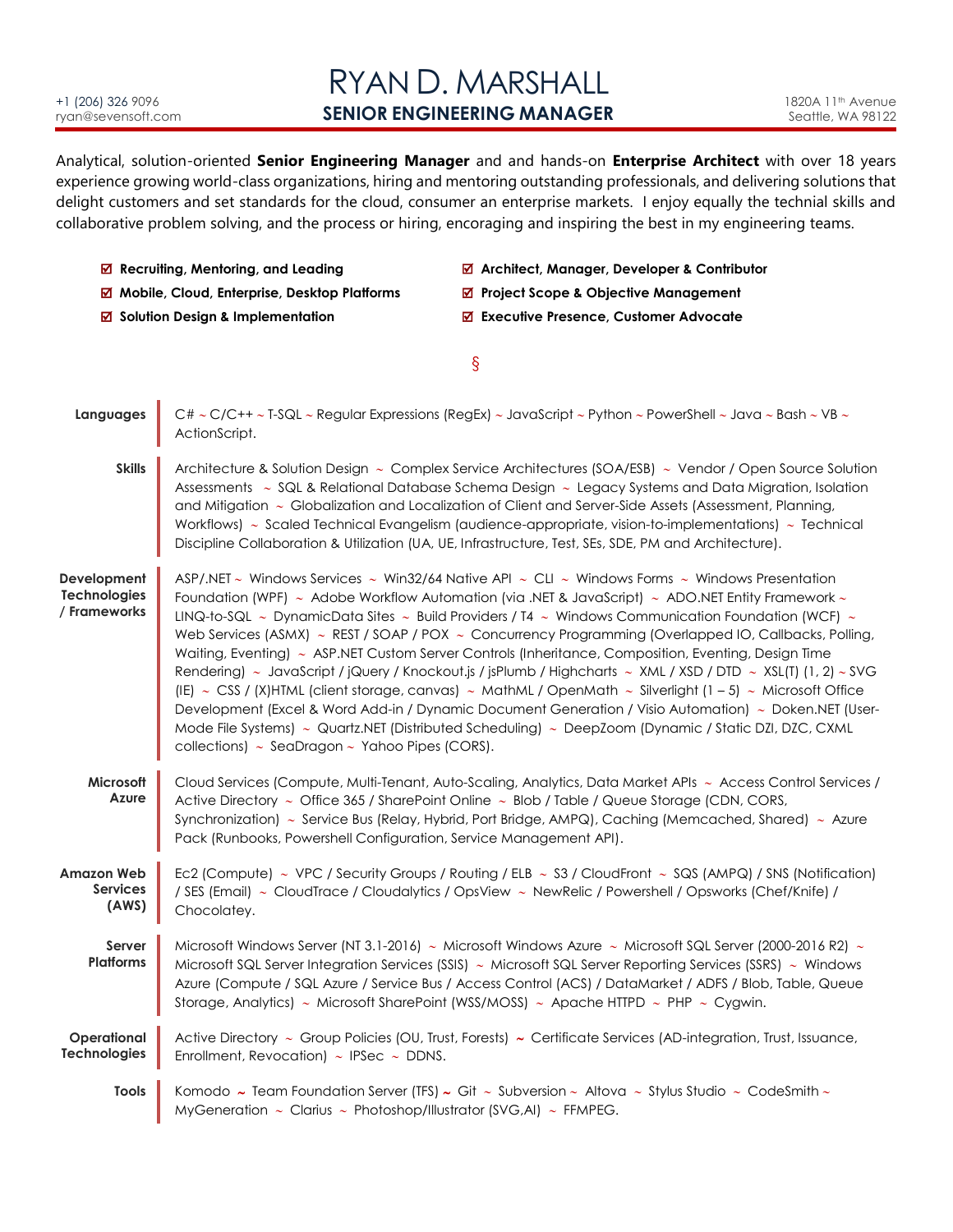# RYAN D. MARSHALL

## SENIOR ENGINEERING MANAGER

+1 (206) 326 9096
ryan@sevensoft.com

1820A 11th Avenue
Seattle, WA 98122

Analytical, solution-oriented **Senior Engineering Manager** and and hands-on **Enterprise Architect** with over 18 years experience growing world-class organizations, hiring and mentoring outstanding professionals, and delivering solutions that delight customers and set standards for the cloud, consumer an enterprise markets. I enjoy equally the technial skills and collaborative problem solving, and the process or hiring, encoraging and inspiring the best in my engineering teams.

- ☑ **Recruiting, Mentoring, and Leading**
- ☑ **Mobile, Cloud, Enterprise, Desktop Platforms**
- ☑ **Solution Design & Implementation**
- ☑ **Architect, Manager, Developer & Contributor**
- ☑ **Project Scope & Objective Management**
- ☑ **Executive Presence, Customer Advocate**

§

**Languages**
C# ~ C/C++ ~ T-SQL ~ Regular Expressions (RegEx) ~ JavaScript ~ Python ~ PowerShell ~ Java ~ Bash ~ VB ~ ActionScript.

**Skills**
Architecture & Solution Design ~ Complex Service Architectures (SOA/ESB) ~ Vendor / Open Source Solution Assessments ~ SQL & Relational Database Schema Design ~ Legacy Systems and Data Migration, Isolation and Mitigation ~ Globalization and Localization of Client and Server-Side Assets (Assessment, Planning, Workflows) ~ Scaled Technical Evangelism (audience-appropriate, vision-to-implementations) ~ Technical Discipline Collaboration & Utilization (UA, UE, Infrastructure, Test, SEs, SDE, PM and Architecture).

**Development Technologies / Frameworks**
ASP/.NET ~ Windows Services ~ Win32/64 Native API ~ CLI ~ Windows Forms ~ Windows Presentation Foundation (WPF) ~ Adobe Workflow Automation (via .NET & JavaScript) ~ ADO.NET Entity Framework ~ LINQ-to-SQL ~ DynamicData Sites ~ Build Providers / T4 ~ Windows Communication Foundation (WCF) ~ Web Services (ASMX) ~ REST / SOAP / POX ~ Concurrency Programming (Overlapped IO, Callbacks, Polling, Waiting, Eventing) ~ ASP.NET Custom Server Controls (Inheritance, Composition, Eventing, Design Time Rendering) ~ JavaScript / jQuery / Knockout.js / jsPlumb / Highcharts ~ XML / XSD / DTD ~ XSL(T) (1, 2) ~ SVG (IE) ~ CSS / (X)HTML (client storage, canvas) ~ MathML / OpenMath ~ Silverlight (1 – 5) ~ Microsoft Office Development (Excel & Word Add-in / Dynamic Document Generation / Visio Automation) ~ Doken.NET (User-Mode File Systems) ~ Quartz.NET (Distributed Scheduling) ~ DeepZoom (Dynamic / Static DZI, DZC, CXML collections) ~ SeaDragon ~ Yahoo Pipes (CORS).

**Microsoft Azure**
Cloud Services (Compute, Multi-Tenant, Auto-Scaling, Analytics, Data Market APIs ~ Access Control Services / Active Directory ~ Office 365 / SharePoint Online ~ Blob / Table / Queue Storage (CDN, CORS, Synchronization) ~ Service Bus (Relay, Hybrid, Port Bridge, AMPQ), Caching (Memcached, Shared) ~ Azure Pack (Runbooks, Powershell Configuration, Service Management API).

**Amazon Web Services (AWS)**
Ec2 (Compute) ~ VPC / Security Groups / Routing / ELB ~ S3 / CloudFront ~ SQS (AMPQ) / SNS (Notification) / SES (Email) ~ CloudTrace / Cloudalytics / OpsView ~ NewRelic / Powershell / Opsworks (Chef/Knife) / Chocolatey.

**Server Platforms**
Microsoft Windows Server (NT 3.1-2016) ~ Microsoft Windows Azure ~ Microsoft SQL Server (2000-2016 R2) ~ Microsoft SQL Server Integration Services (SSIS) ~ Microsoft SQL Server Reporting Services (SSRS) ~ Windows Azure (Compute / SQL Azure / Service Bus / Access Control (ACS) / DataMarket / ADFS / Blob, Table, Queue Storage, Analytics) ~ Microsoft SharePoint (WSS/MOSS) ~ Apache HTTPD ~ PHP ~ Cygwin.

**Operational Technologies**
Active Directory ~ Group Policies (OU, Trust, Forests) ~ Certificate Services (AD-integration, Trust, Issuance, Enrollment, Revocation) ~ IPSec ~ DDNS.

**Tools**
Komodo ~ Team Foundation Server (TFS) ~ Git ~ Subversion ~ Altova ~ Stylus Studio ~ CodeSmith ~ MyGeneration ~ Clarius ~ Photoshop/Illustrator (SVG,AI) ~ FFMPEG.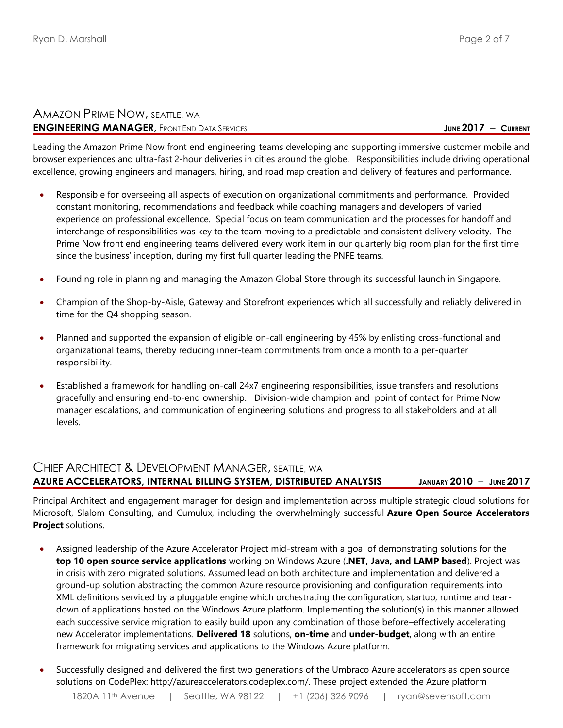## Amazon Prime Now, Seattle, WA

**ENGINEERING MANAGER**, Front End Data Services — **June 2017 – Current**

Leading the Amazon Prime Now front end engineering teams developing and supporting immersive customer mobile and browser experiences and ultra-fast 2-hour deliveries in cities around the globe. Responsibilities include driving operational excellence, growing engineers and managers, hiring, and road map creation and delivery of features and performance.

- Responsible for overseeing all aspects of execution on organizational commitments and performance. Provided constant monitoring, recommendations and feedback while coaching managers and developers of varied experience on professional excellence. Special focus on team communication and the processes for handoff and interchange of responsibilities was key to the team moving to a predictable and consistent delivery velocity. The Prime Now front end engineering teams delivered every work item in our quarterly big room plan for the first time since the business' inception, during my first full quarter leading the PNFE teams.

- Founding role in planning and managing the Amazon Global Store through its successful launch in Singapore.

- Champion of the Shop-by-Aisle, Gateway and Storefront experiences which all successfully and reliably delivered in time for the Q4 shopping season.

- Planned and supported the expansion of eligible on-call engineering by 45% by enlisting cross-functional and organizational teams, thereby reducing inner-team commitments from once a month to a per-quarter responsibility.

- Established a framework for handling on-call 24x7 engineering responsibilities, issue transfers and resolutions gracefully and ensuring end-to-end ownership. Division-wide champion and point of contact for Prime Now manager escalations, and communication of engineering solutions and progress to all stakeholders and at all levels.

## Chief Architect & Development Manager, Seattle, WA

**AZURE ACCELERATORS, INTERNAL BILLING SYSTEM, DISTRIBUTED ANALYSIS** — **January 2010 – June 2017**

Principal Architect and engagement manager for design and implementation across multiple strategic cloud solutions for Microsoft, Slalom Consulting, and Cumulux, including the overwhelmingly successful **Azure Open Source Accelerators Project** solutions.

- Assigned leadership of the Azure Accelerator Project mid-stream with a goal of demonstrating solutions for the **top 10 open source service applications** working on Windows Azure (**.NET, Java, and LAMP based**). Project was in crisis with zero migrated solutions. Assumed lead on both architecture and implementation and delivered a ground-up solution abstracting the common Azure resource provisioning and configuration requirements into XML definitions serviced by a pluggable engine which orchestrating the configuration, startup, runtime and tear-down of applications hosted on the Windows Azure platform. Implementing the solution(s) in this manner allowed each successive service migration to easily build upon any combination of those before–effectively accelerating new Accelerator implementations. **Delivered 18** solutions, **on-time** and **under-budget**, along with an entire framework for migrating services and applications to the Windows Azure platform.

- Successfully designed and delivered the first two generations of the Umbraco Azure accelerators as open source solutions on CodePlex: http://azureaccelerators.codeplex.com/. These project extended the Azure platform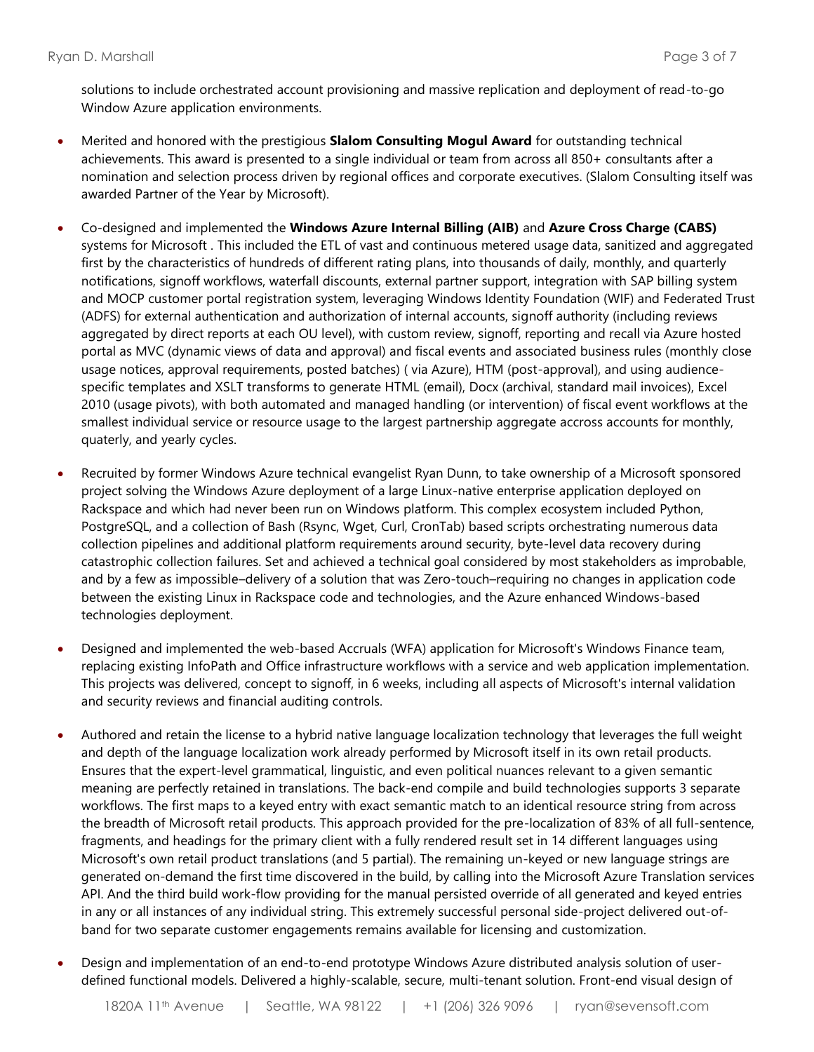solutions to include orchestrated account provisioning and massive replication and deployment of read-to-go Window Azure application environments.

- Merited and honored with the prestigious **Slalom Consulting Mogul Award** for outstanding technical achievements. This award is presented to a single individual or team from across all 850+ consultants after a nomination and selection process driven by regional offices and corporate executives. (Slalom Consulting itself was awarded Partner of the Year by Microsoft).

- Co-designed and implemented the **Windows Azure Internal Billing (AIB)** and **Azure Cross Charge (CABS)** systems for Microsoft . This included the ETL of vast and continuous metered usage data, sanitized and aggregated first by the characteristics of hundreds of different rating plans, into thousands of daily, monthly, and quarterly notifications, signoff workflows, waterfall discounts, external partner support, integration with SAP billing system and MOCP customer portal registration system, leveraging Windows Identity Foundation (WIF) and Federated Trust (ADFS) for external authentication and authorization of internal accounts, signoff authority (including reviews aggregated by direct reports at each OU level), with custom review, signoff, reporting and recall via Azure hosted portal as MVC (dynamic views of data and approval) and fiscal events and associated business rules (monthly close usage notices, approval requirements, posted batches) ( via Azure), HTM (post-approval), and using audience-specific templates and XSLT transforms to generate HTML (email), Docx (archival, standard mail invoices), Excel 2010 (usage pivots), with both automated and managed handling (or intervention) of fiscal event workflows at the smallest individual service or resource usage to the largest partnership aggregate accross accounts for monthly, quaterly, and yearly cycles.

- Recruited by former Windows Azure technical evangelist Ryan Dunn, to take ownership of a Microsoft sponsored project solving the Windows Azure deployment of a large Linux-native enterprise application deployed on Rackspace and which had never been run on Windows platform. This complex ecosystem included Python, PostgreSQL, and a collection of Bash (Rsync, Wget, Curl, CronTab) based scripts orchestrating numerous data collection pipelines and additional platform requirements around security, byte-level data recovery during catastrophic collection failures. Set and achieved a technical goal considered by most stakeholders as improbable, and by a few as impossible–delivery of a solution that was Zero-touch–requiring no changes in application code between the existing Linux in Rackspace code and technologies, and the Azure enhanced Windows-based technologies deployment.

- Designed and implemented the web-based Accruals (WFA) application for Microsoft's Windows Finance team, replacing existing InfoPath and Office infrastructure workflows with a service and web application implementation. This projects was delivered, concept to signoff, in 6 weeks, including all aspects of Microsoft's internal validation and security reviews and financial auditing controls.

- Authored and retain the license to a hybrid native language localization technology that leverages the full weight and depth of the language localization work already performed by Microsoft itself in its own retail products. Ensures that the expert-level grammatical, linguistic, and even political nuances relevant to a given semantic meaning are perfectly retained in translations. The back-end compile and build technologies supports 3 separate workflows. The first maps to a keyed entry with exact semantic match to an identical resource string from across the breadth of Microsoft retail products. This approach provided for the pre-localization of 83% of all full-sentence, fragments, and headings for the primary client with a fully rendered result set in 14 different languages using Microsoft's own retail product translations (and 5 partial). The remaining un-keyed or new language strings are generated on-demand the first time discovered in the build, by calling into the Microsoft Azure Translation services API. And the third build work-flow providing for the manual persisted override of all generated and keyed entries in any or all instances of any individual string. This extremely successful personal side-project delivered out-of-band for two separate customer engagements remains available for licensing and customization.

- Design and implementation of an end-to-end prototype Windows Azure distributed analysis solution of user-defined functional models. Delivered a highly-scalable, secure, multi-tenant solution. Front-end visual design of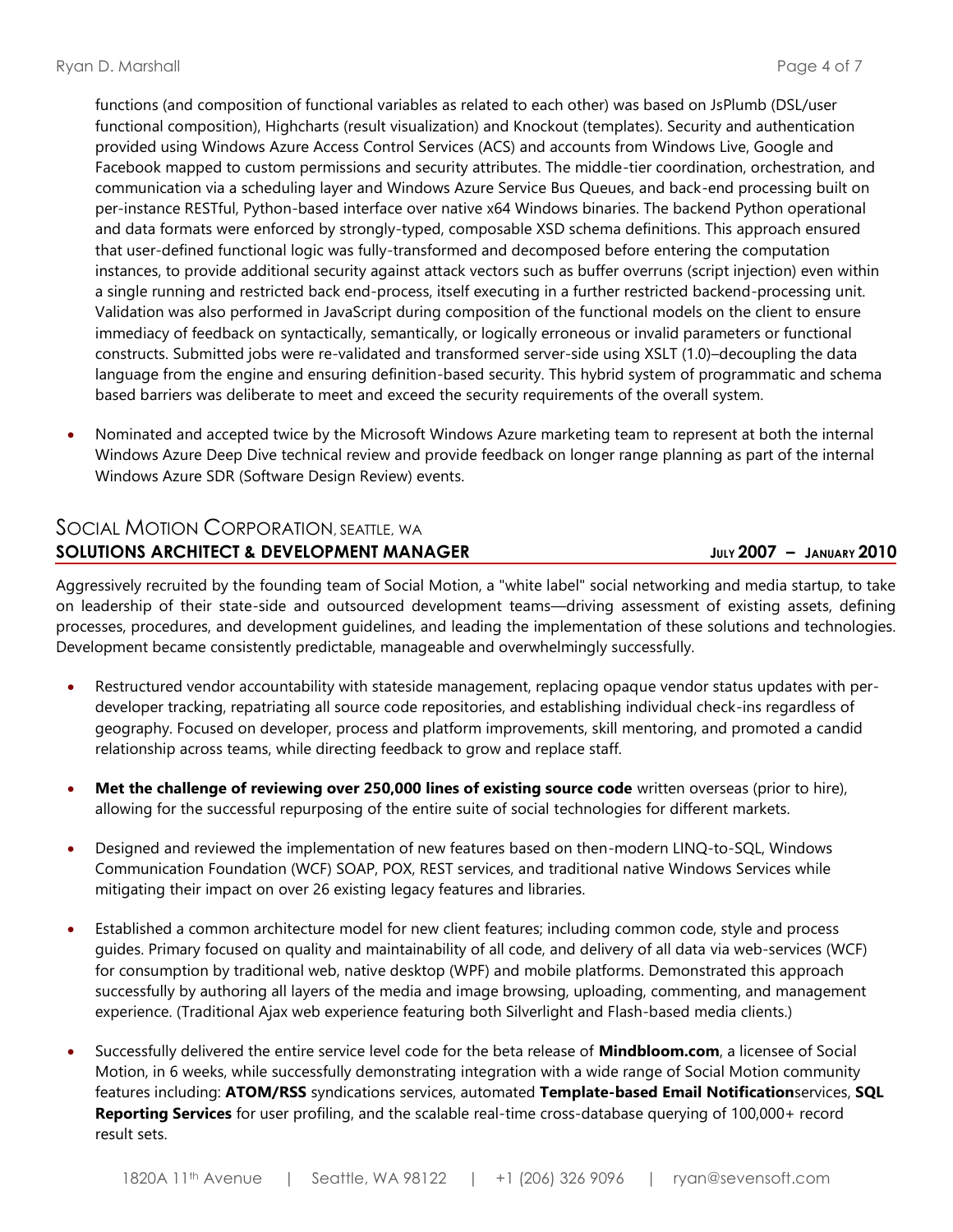functions (and composition of functional variables as related to each other) was based on JsPlumb (DSL/user functional composition), Highcharts (result visualization) and Knockout (templates). Security and authentication provided using Windows Azure Access Control Services (ACS) and accounts from Windows Live, Google and Facebook mapped to custom permissions and security attributes. The middle-tier coordination, orchestration, and communication via a scheduling layer and Windows Azure Service Bus Queues, and back-end processing built on per-instance RESTful, Python-based interface over native x64 Windows binaries. The backend Python operational and data formats were enforced by strongly-typed, composable XSD schema definitions. This approach ensured that user-defined functional logic was fully-transformed and decomposed before entering the computation instances, to provide additional security against attack vectors such as buffer overruns (script injection) even within a single running and restricted back end-process, itself executing in a further restricted backend-processing unit. Validation was also performed in JavaScript during composition of the functional models on the client to ensure immediacy of feedback on syntactically, semantically, or logically erroneous or invalid parameters or functional constructs. Submitted jobs were re-validated and transformed server-side using XSLT (1.0)–decoupling the data language from the engine and ensuring definition-based security. This hybrid system of programmatic and schema based barriers was deliberate to meet and exceed the security requirements of the overall system.

- Nominated and accepted twice by the Microsoft Windows Azure marketing team to represent at both the internal Windows Azure Deep Dive technical review and provide feedback on longer range planning as part of the internal Windows Azure SDR (Software Design Review) events.

## SOCIAL MOTION CORPORATION, SEATTLE, WA

**SOLUTIONS ARCHITECT & DEVELOPMENT MANAGER** — **JULY 2007 – JANUARY 2010**

Aggressively recruited by the founding team of Social Motion, a "white label" social networking and media startup, to take on leadership of their state-side and outsourced development teams—driving assessment of existing assets, defining processes, procedures, and development guidelines, and leading the implementation of these solutions and technologies. Development became consistently predictable, manageable and overwhelmingly successfully.

- Restructured vendor accountability with stateside management, replacing opaque vendor status updates with per-developer tracking, repatriating all source code repositories, and establishing individual check-ins regardless of geography. Focused on developer, process and platform improvements, skill mentoring, and promoted a candid relationship across teams, while directing feedback to grow and replace staff.

- **Met the challenge of reviewing over 250,000 lines of existing source code** written overseas (prior to hire), allowing for the successful repurposing of the entire suite of social technologies for different markets.

- Designed and reviewed the implementation of new features based on then-modern LINQ-to-SQL, Windows Communication Foundation (WCF) SOAP, POX, REST services, and traditional native Windows Services while mitigating their impact on over 26 existing legacy features and libraries.

- Established a common architecture model for new client features; including common code, style and process guides. Primary focused on quality and maintainability of all code, and delivery of all data via web-services (WCF) for consumption by traditional web, native desktop (WPF) and mobile platforms. Demonstrated this approach successfully by authoring all layers of the media and image browsing, uploading, commenting, and management experience. (Traditional Ajax web experience featuring both Silverlight and Flash-based media clients.)

- Successfully delivered the entire service level code for the beta release of **Mindbloom.com**, a licensee of Social Motion, in 6 weeks, while successfully demonstrating integration with a wide range of Social Motion community features including: **ATOM/RSS** syndications services, automated **Template-based Email Notification**services, **SQL Reporting Services** for user profiling, and the scalable real-time cross-database querying of 100,000+ record result sets.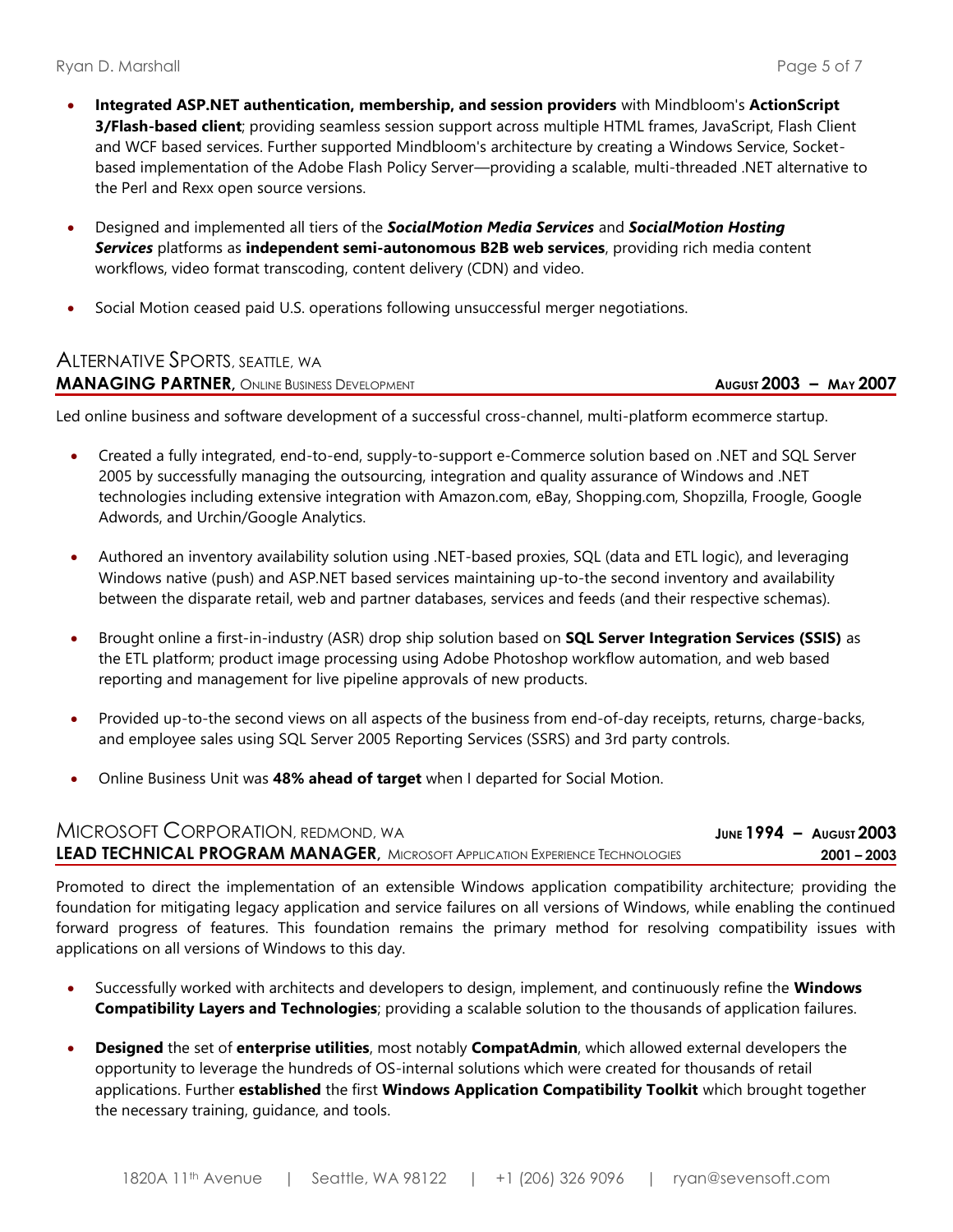- **Integrated ASP.NET authentication, membership, and session providers** with Mindbloom's **ActionScript 3/Flash-based client**; providing seamless session support across multiple HTML frames, JavaScript, Flash Client and WCF based services. Further supported Mindbloom's architecture by creating a Windows Service, Socket-based implementation of the Adobe Flash Policy Server—providing a scalable, multi-threaded .NET alternative to the Perl and Rexx open source versions.

- Designed and implemented all tiers of the ***SocialMotion Media Services*** and ***SocialMotion Hosting Services*** platforms as **independent semi-autonomous B2B web services**, providing rich media content workflows, video format transcoding, content delivery (CDN) and video.

- Social Motion ceased paid U.S. operations following unsuccessful merger negotiations.

## ALTERNATIVE SPORTS, SEATTLE, WA

**MANAGING PARTNER,** ONLINE BUSINESS DEVELOPMENT — **AUGUST 2003 – MAY 2007**

Led online business and software development of a successful cross-channel, multi-platform ecommerce startup.

- Created a fully integrated, end-to-end, supply-to-support e-Commerce solution based on .NET and SQL Server 2005 by successfully managing the outsourcing, integration and quality assurance of Windows and .NET technologies including extensive integration with Amazon.com, eBay, Shopping.com, Shopzilla, Froogle, Google Adwords, and Urchin/Google Analytics.

- Authored an inventory availability solution using .NET-based proxies, SQL (data and ETL logic), and leveraging Windows native (push) and ASP.NET based services maintaining up-to-the second inventory and availability between the disparate retail, web and partner databases, services and feeds (and their respective schemas).

- Brought online a first-in-industry (ASR) drop ship solution based on **SQL Server Integration Services (SSIS)** as the ETL platform; product image processing using Adobe Photoshop workflow automation, and web based reporting and management for live pipeline approvals of new products.

- Provided up-to-the second views on all aspects of the business from end-of-day receipts, returns, charge-backs, and employee sales using SQL Server 2005 Reporting Services (SSRS) and 3rd party controls.

- Online Business Unit was **48% ahead of target** when I departed for Social Motion.

## MICROSOFT CORPORATION, REDMOND, WA — JUNE 1994 – AUGUST 2003

**LEAD TECHNICAL PROGRAM MANAGER,** MICROSOFT APPLICATION EXPERIENCE TECHNOLOGIES — **2001 – 2003**

Promoted to direct the implementation of an extensible Windows application compatibility architecture; providing the foundation for mitigating legacy application and service failures on all versions of Windows, while enabling the continued forward progress of features. This foundation remains the primary method for resolving compatibility issues with applications on all versions of Windows to this day.

- Successfully worked with architects and developers to design, implement, and continuously refine the **Windows Compatibility Layers and Technologies**; providing a scalable solution to the thousands of application failures.

- **Designed** the set of **enterprise utilities**, most notably **CompatAdmin**, which allowed external developers the opportunity to leverage the hundreds of OS-internal solutions which were created for thousands of retail applications. Further **established** the first **Windows Application Compatibility Toolkit** which brought together the necessary training, guidance, and tools.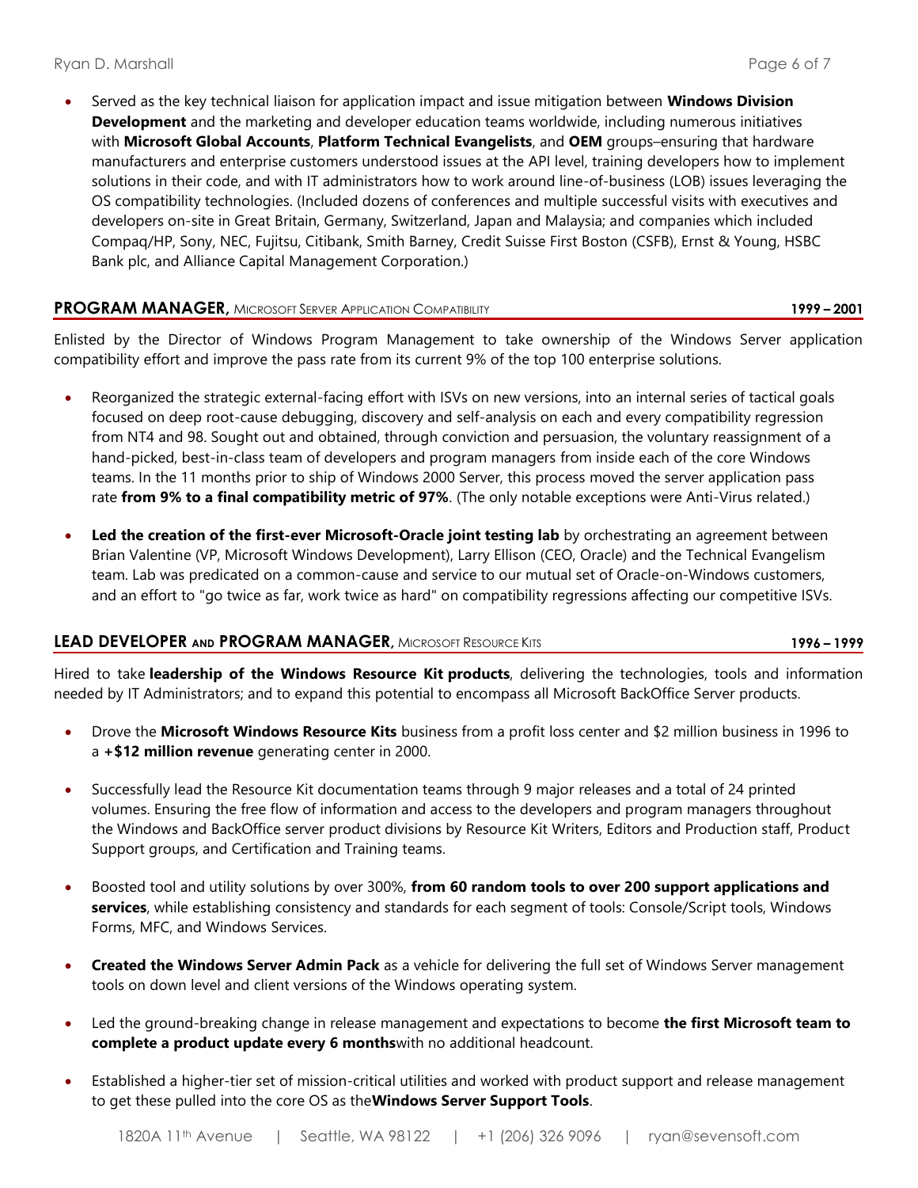- Served as the key technical liaison for application impact and issue mitigation between **Windows Division Development** and the marketing and developer education teams worldwide, including numerous initiatives with **Microsoft Global Accounts**, **Platform Technical Evangelists**, and **OEM** groups–ensuring that hardware manufacturers and enterprise customers understood issues at the API level, training developers how to implement solutions in their code, and with IT administrators how to work around line-of-business (LOB) issues leveraging the OS compatibility technologies. (Included dozens of conferences and multiple successful visits with executives and developers on-site in Great Britain, Germany, Switzerland, Japan and Malaysia; and companies which included Compaq/HP, Sony, NEC, Fujitsu, Citibank, Smith Barney, Credit Suisse First Boston (CSFB), Ernst & Young, HSBC Bank plc, and Alliance Capital Management Corporation.)

## PROGRAM MANAGER, MICROSOFT SERVER APPLICATION COMPATIBILITY — 1999 – 2001

Enlisted by the Director of Windows Program Management to take ownership of the Windows Server application compatibility effort and improve the pass rate from its current 9% of the top 100 enterprise solutions.

- Reorganized the strategic external-facing effort with ISVs on new versions, into an internal series of tactical goals focused on deep root-cause debugging, discovery and self-analysis on each and every compatibility regression from NT4 and 98. Sought out and obtained, through conviction and persuasion, the voluntary reassignment of a hand-picked, best-in-class team of developers and program managers from inside each of the core Windows teams. In the 11 months prior to ship of Windows 2000 Server, this process moved the server application pass rate **from 9% to a final compatibility metric of 97%**. (The only notable exceptions were Anti-Virus related.)

- **Led the creation of the first-ever Microsoft-Oracle joint testing lab** by orchestrating an agreement between Brian Valentine (VP, Microsoft Windows Development), Larry Ellison (CEO, Oracle) and the Technical Evangelism team. Lab was predicated on a common-cause and service to our mutual set of Oracle-on-Windows customers, and an effort to "go twice as far, work twice as hard" on compatibility regressions affecting our competitive ISVs.

## LEAD DEVELOPER AND PROGRAM MANAGER, MICROSOFT RESOURCE KITS — 1996 – 1999

Hired to take **leadership of the Windows Resource Kit products**, delivering the technologies, tools and information needed by IT Administrators; and to expand this potential to encompass all Microsoft BackOffice Server products.

- Drove the **Microsoft Windows Resource Kits** business from a profit loss center and $2 million business in 1996 to a **+$12 million revenue** generating center in 2000.

- Successfully lead the Resource Kit documentation teams through 9 major releases and a total of 24 printed volumes. Ensuring the free flow of information and access to the developers and program managers throughout the Windows and BackOffice server product divisions by Resource Kit Writers, Editors and Production staff, Product Support groups, and Certification and Training teams.

- Boosted tool and utility solutions by over 300%, **from 60 random tools to over 200 support applications and services**, while establishing consistency and standards for each segment of tools: Console/Script tools, Windows Forms, MFC, and Windows Services.

- **Created the Windows Server Admin Pack** as a vehicle for delivering the full set of Windows Server management tools on down level and client versions of the Windows operating system.

- Led the ground-breaking change in release management and expectations to become **the first Microsoft team to complete a product update every 6 months**with no additional headcount.

- Established a higher-tier set of mission-critical utilities and worked with product support and release management to get these pulled into the core OS as the**Windows Server Support Tools**.

1820A 11th Avenue | Seattle, WA 98122 | +1 (206) 326 9096 | ryan@sevensoft.com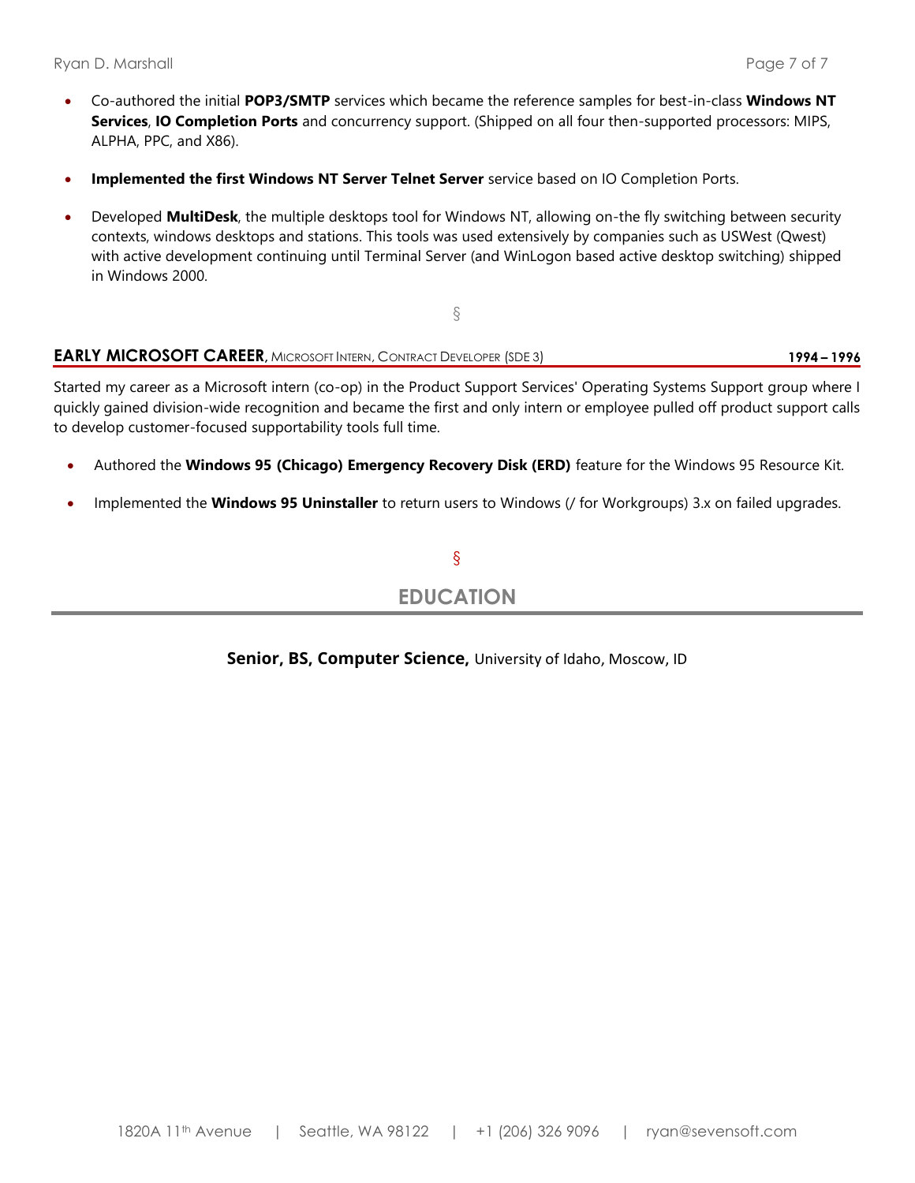- Co-authored the initial **POP3/SMTP** services which became the reference samples for best-in-class **Windows NT Services**, **IO Completion Ports** and concurrency support. (Shipped on all four then-supported processors: MIPS, ALPHA, PPC, and X86).

- **Implemented the first Windows NT Server Telnet Server** service based on IO Completion Ports.

- Developed **MultiDesk**, the multiple desktops tool for Windows NT, allowing on-the fly switching between security contexts, windows desktops and stations. This tools was used extensively by companies such as USWest (Qwest) with active development continuing until Terminal Server (and WinLogon based active desktop switching) shipped in Windows 2000.

§

### EARLY MICROSOFT CAREER, Microsoft Intern, Contract Developer (SDE 3) — 1994 – 1996

Started my career as a Microsoft intern (co-op) in the Product Support Services' Operating Systems Support group where I quickly gained division-wide recognition and became the first and only intern or employee pulled off product support calls to develop customer-focused supportability tools full time.

- Authored the **Windows 95 (Chicago) Emergency Recovery Disk (ERD)** feature for the Windows 95 Resource Kit.

- Implemented the **Windows 95 Uninstaller** to return users to Windows (/ for Workgroups) 3.x on failed upgrades.

§

## EDUCATION

**Senior, BS, Computer Science,** University of Idaho, Moscow, ID

1820A 11th Avenue | Seattle, WA 98122 | +1 (206) 326 9096 | ryan@sevensoft.com